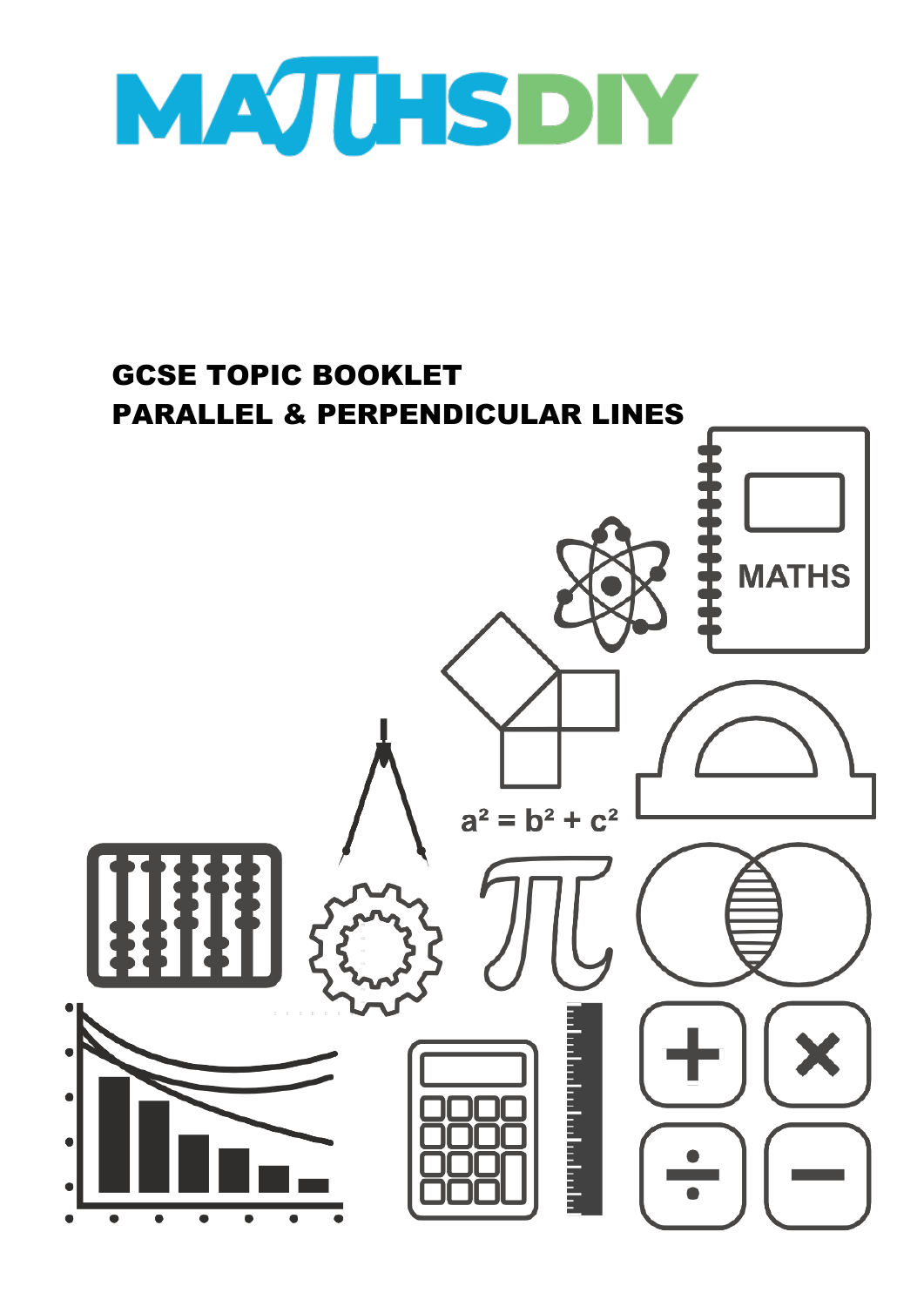# MATHSDIY

## GCSE TOPIC BOOKLET
## PARALLEL & PERPENDICULAR LINES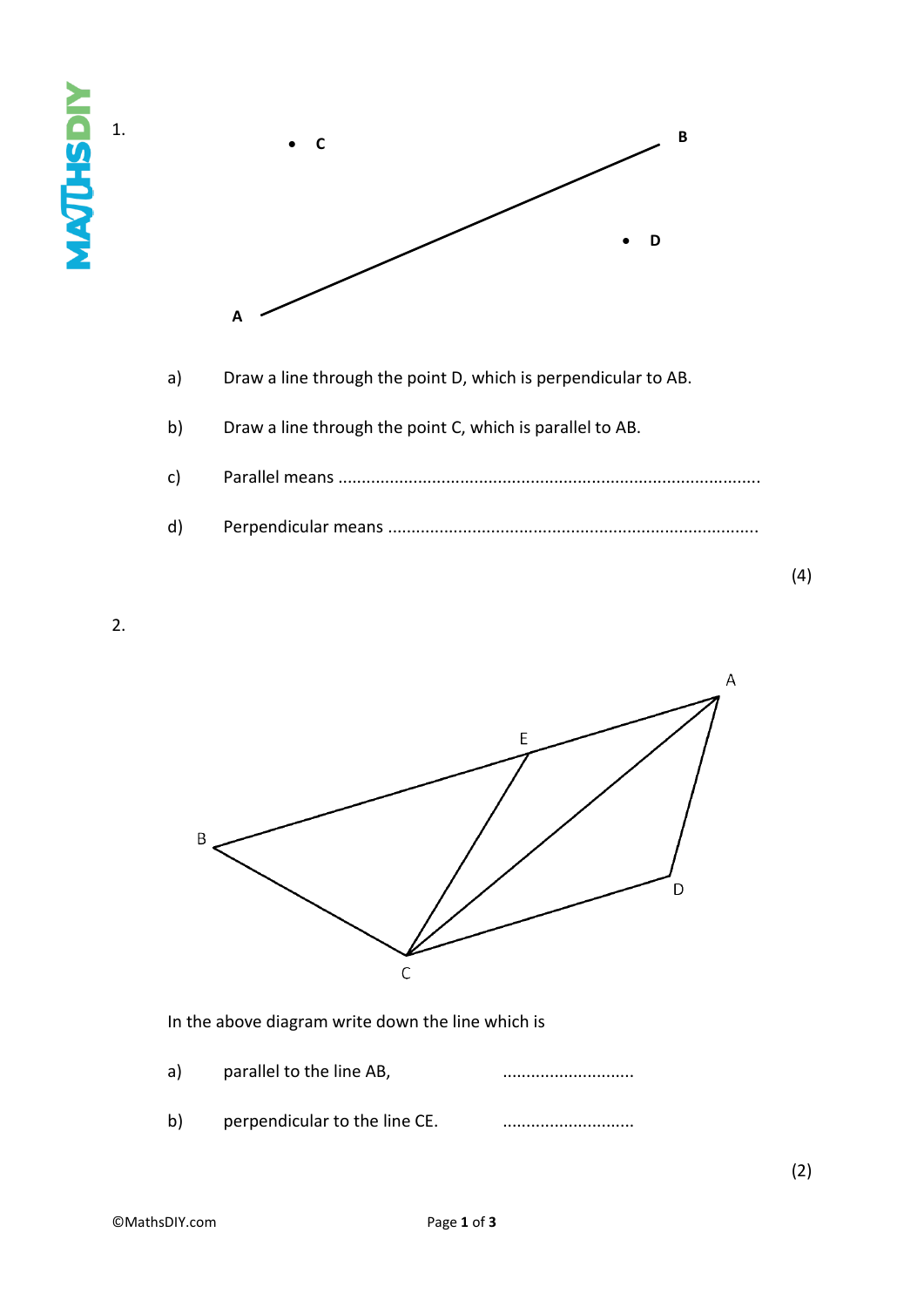1.

a) Draw a line through the point D, which is perpendicular to AB.

b) Draw a line through the point C, which is parallel to AB.

c) Parallel means .......................................................................................

d) Perpendicular means ............................................................................

(4)

2.

In the above diagram write down the line which is

a) parallel to the line AB, ............................

b) perpendicular to the line CE. ............................

(2)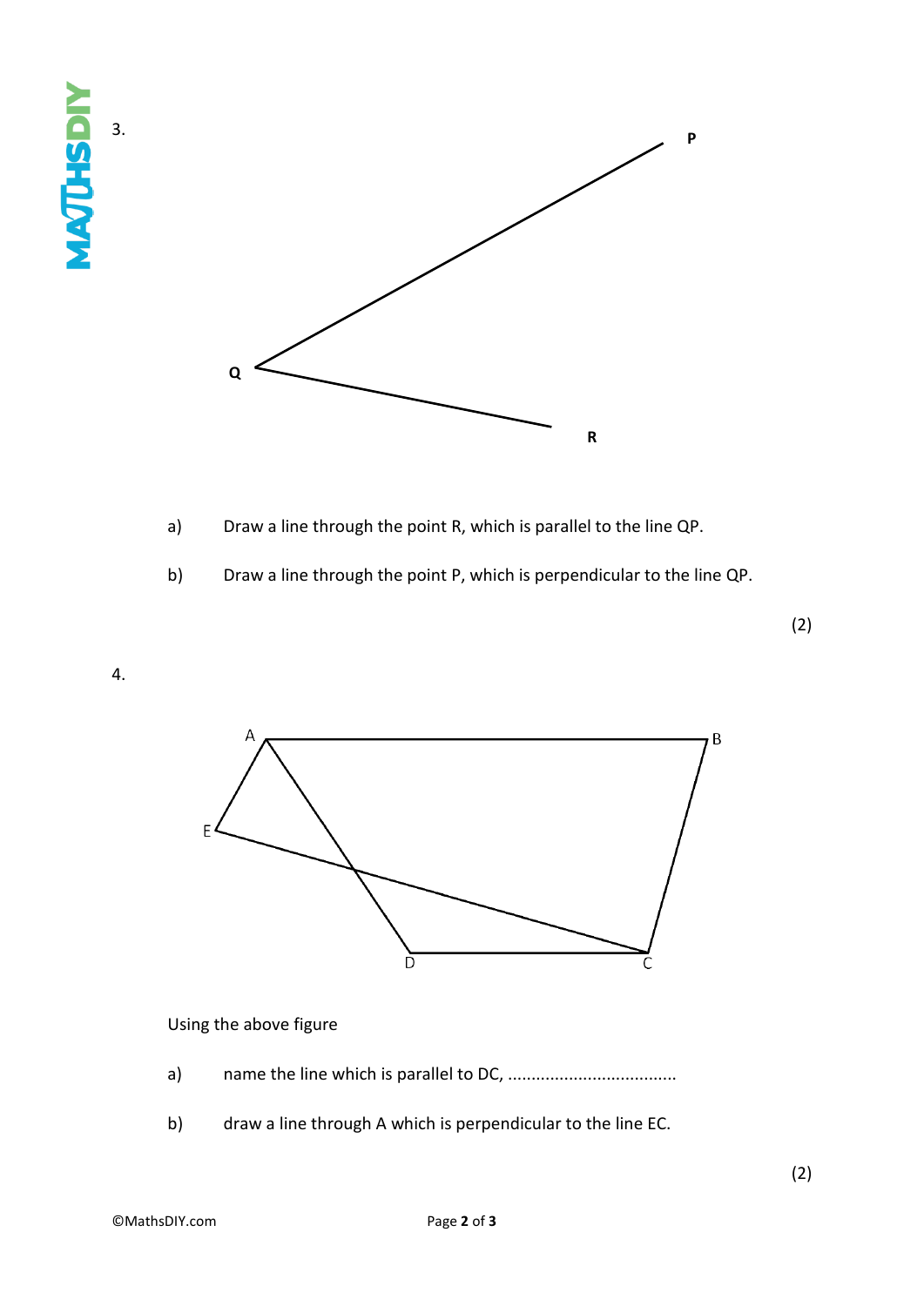3.

a) Draw a line through the point R, which is parallel to the line QP.

b) Draw a line through the point P, which is perpendicular to the line QP.

(2)

4.

Using the above figure

a) name the line which is parallel to DC, ...................................

b) draw a line through A which is perpendicular to the line EC.

(2)

©MathsDIY.com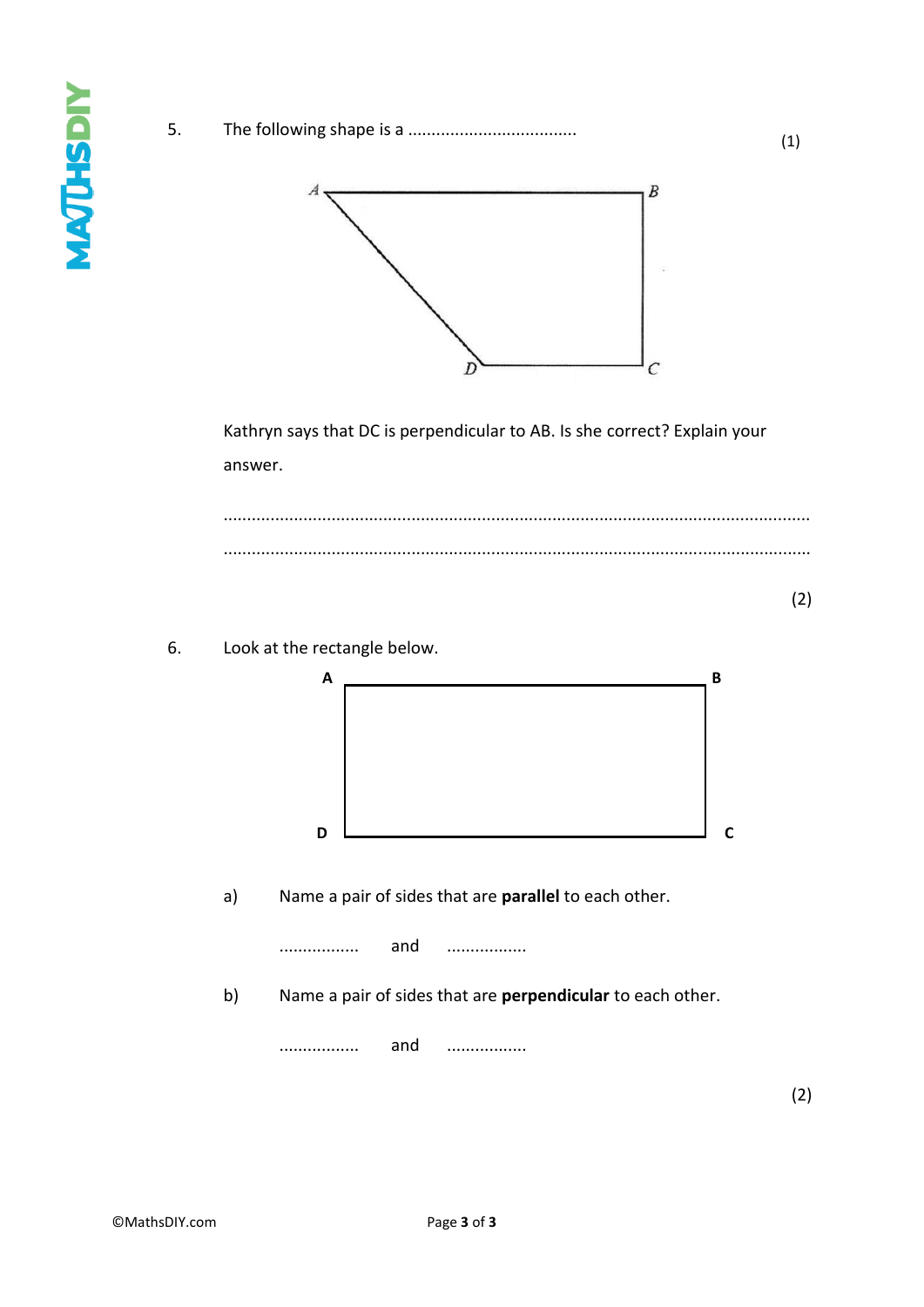5. The following shape is a .................................... (1)

A B

D C

Kathryn says that DC is perpendicular to AB. Is she correct? Explain your answer.

..........................................................................................................................

..........................................................................................................................

(2)

6. Look at the rectangle below.

A B

D C

a) Name a pair of sides that are **parallel** to each other.

................. and .................

b) Name a pair of sides that are **perpendicular** to each other.

................. and .................

(2)

©MathsDIY.com